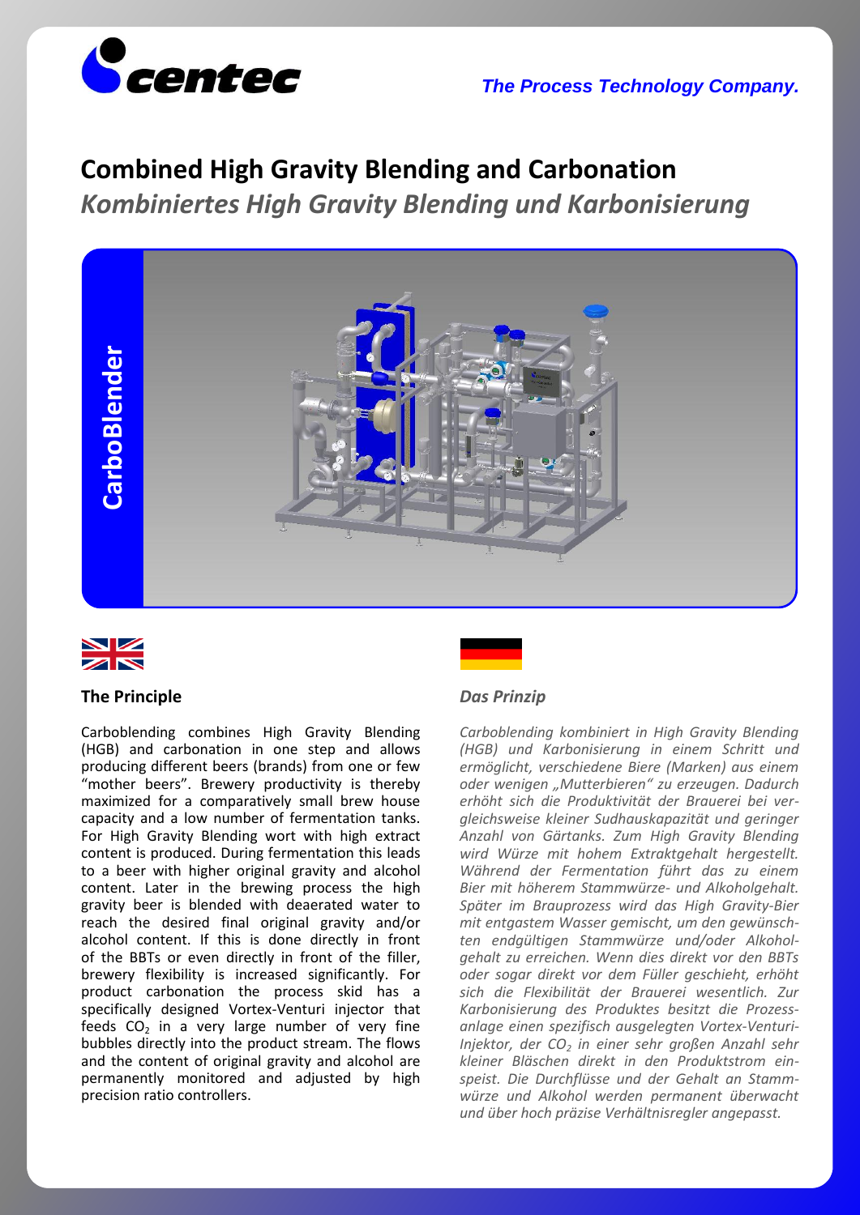centec

*The Process Technology Company.*

# Combined High Gravity Blending and Carbonation

## *Kombiniertes High Gravity Blending und Karbonisierung*

**CarboBlender**

### The Principle

Carboblending combines High Gravity Blending (HGB) and carbonation in one step and allows producing different beers (brands) from one or few "mother beers". Brewery productivity is thereby maximized for a comparatively small brew house capacity and a low number of fermentation tanks. For High Gravity Blending wort with high extract content is produced. During fermentation this leads to a beer with higher original gravity and alcohol content. Later in the brewing process the high gravity beer is blended with deaerated water to reach the desired final original gravity and/or alcohol content. If this is done directly in front of the BBTs or even directly in front of the filler, brewery flexibility is increased significantly. For product carbonation the process skid has a specifically designed Vortex-Venturi injector that feeds $CO_2$ in a very large number of very fine bubbles directly into the product stream. The flows and the content of original gravity and alcohol are permanently monitored and adjusted by high precision ratio controllers.

### *Das Prinzip*

*Carboblending kombiniert in High Gravity Blending (HGB) und Karbonisierung in einem Schritt und ermöglicht, verschiedene Biere (Marken) aus einem oder wenigen „Mutterbieren" zu erzeugen. Dadurch erhöht sich die Produktivität der Brauerei bei vergleichsweise kleiner Sudhauskapazität und geringer Anzahl von Gärtanks. Zum High Gravity Blending wird Würze mit hohem Extraktgehalt hergestellt. Während der Fermentation führt das zu einem Bier mit höherem Stammwürze- und Alkoholgehalt. Später im Brauprozess wird das High Gravity-Bier mit entgastem Wasser gemischt, um den gewünschten endgültigen Stammwürze und/oder Alkoholgehalt zu erreichen. Wenn dies direkt vor den BBTs oder sogar direkt vor dem Füller geschieht, erhöht sich die Flexibilität der Brauerei wesentlich. Zur Karbonisierung des Produktes besitzt die Prozessanlage einen spezifisch ausgelegten Vortex-Venturi-Injektor, der $CO_2$ in einer sehr großen Anzahl sehr kleiner Bläschen direkt in den Produktstrom einspeist. Die Durchflüsse und der Gehalt an Stammwürze und Alkohol werden permanent überwacht und über hoch präzise Verhältnisregler angepasst.*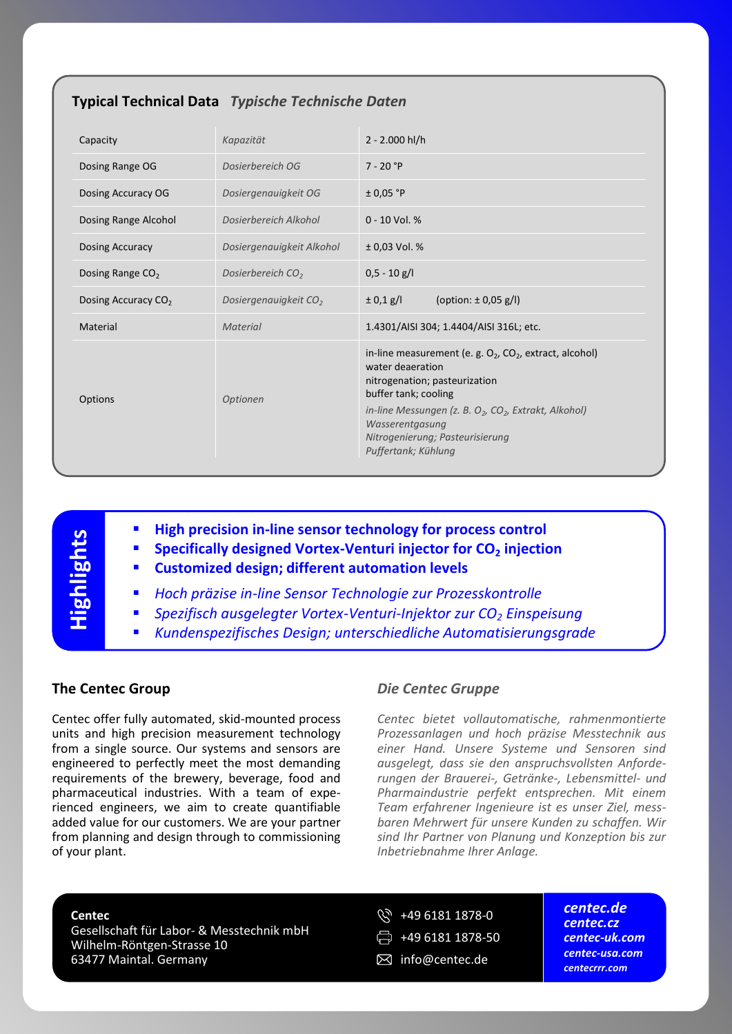## Typical Technical Data *Typische Technische Daten*

| | | |
|---|---|---|
| Capacity | *Kapazität* | 2 - 2.000 hl/h |
| Dosing Range OG | *Dosierbereich OG* | 7 - 20 °P |
| Dosing Accuracy OG | *Dosiergenauigkeit OG* | ± 0,05 °P |
| Dosing Range Alcohol | *Dosierbereich Alkohol* | 0 - 10 Vol. % |
| Dosing Accuracy | *Dosiergenauigkeit Alkohol* | ± 0,03 Vol. % |
| Dosing Range $CO_2$ | *Dosierbereich $CO_2$* | 0,5 - 10 g/l |
| Dosing Accuracy $CO_2$ | *Dosiergenauigkeit $CO_2$* | ± 0,1 g/l (option: ± 0,05 g/l) |
| Material | *Material* | 1.4301/AISI 304; 1.4404/AISI 316L; etc. |
| Options | *Optionen* | in-line measurement (e. g. $O_2$, $CO_2$, extract, alcohol)<br>water deaeration<br>nitrogenation; pasteurization<br>buffer tank; cooling<br>*in-line Messungen (z. B. $O_2$, $CO_2$, Extrakt, Alkohol)*<br>*Wasserentgasung*<br>*Nitrogenierung; Pasteurisierung*<br>*Puffertank; Kühlung* |

## Highlights

- **High precision in-line sensor technology for process control**
- **Specifically designed Vortex-Venturi injector for $CO_2$ injection**
- **Customized design; different automation levels**

- *Hoch präzise in-line Sensor Technologie zur Prozesskontrolle*
- *Spezifisch ausgelegter Vortex-Venturi-Injektor zur $CO_2$ Einspeisung*
- *Kundenspezifisches Design; unterschiedliche Automatisierungsgrade*

## The Centec Group

Centec offer fully automated, skid-mounted process units and high precision measurement technology from a single source. Our systems and sensors are engineered to perfectly meet the most demanding requirements of the brewery, beverage, food and pharmaceutical industries. With a team of experienced engineers, we aim to create quantifiable added value for our customers. We are your partner from planning and design through to commissioning of your plant.

## *Die Centec Gruppe*

*Centec bietet vollautomatische, rahmenmontierte Prozessanlagen und hoch präzise Messtechnik aus einer Hand. Unsere Systeme und Sensoren sind ausgelegt, dass sie den anspruchsvollsten Anforderungen der Brauerei-, Getränke-, Lebensmittel- und Pharmaindustrie perfekt entsprechen. Mit einem Team erfahrener Ingenieure ist es unser Ziel, messbaren Mehrwert für unsere Kunden zu schaffen. Wir sind Ihr Partner von Planung und Konzeption bis zur Inbetriebnahme Ihrer Anlage.*

**Centec**
Gesellschaft für Labor- & Messtechnik mbH
Wilhelm-Röntgen-Strasse 10
63477 Maintal. Germany

+49 6181 1878-0
+49 6181 1878-50
info@centec.de

***centec.de***
***centec.cz***
***centec-uk.com***
***centec-usa.com***
***centecrrr.com***